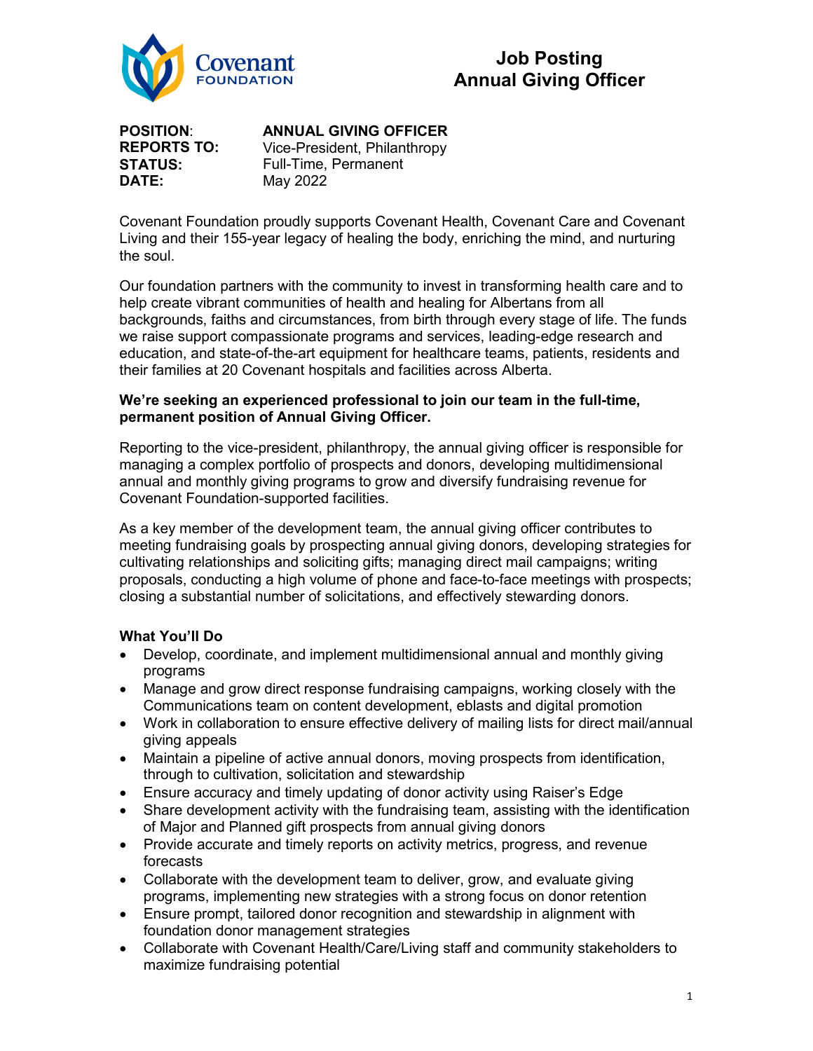Covenant FOUNDATION

# Job Posting
# Annual Giving Officer

**POSITION**: **ANNUAL GIVING OFFICER**
**REPORTS TO:** Vice-President, Philanthropy
**STATUS:** Full-Time, Permanent
**DATE:** May 2022

Covenant Foundation proudly supports Covenant Health, Covenant Care and Covenant Living and their 155-year legacy of healing the body, enriching the mind, and nurturing the soul.

Our foundation partners with the community to invest in transforming health care and to help create vibrant communities of health and healing for Albertans from all backgrounds, faiths and circumstances, from birth through every stage of life. The funds we raise support compassionate programs and services, leading-edge research and education, and state-of-the-art equipment for healthcare teams, patients, residents and their families at 20 Covenant hospitals and facilities across Alberta.

**We're seeking an experienced professional to join our team in the full-time, permanent position of Annual Giving Officer.**

Reporting to the vice-president, philanthropy, the annual giving officer is responsible for managing a complex portfolio of prospects and donors, developing multidimensional annual and monthly giving programs to grow and diversify fundraising revenue for Covenant Foundation-supported facilities.

As a key member of the development team, the annual giving officer contributes to meeting fundraising goals by prospecting annual giving donors, developing strategies for cultivating relationships and soliciting gifts; managing direct mail campaigns; writing proposals, conducting a high volume of phone and face-to-face meetings with prospects; closing a substantial number of solicitations, and effectively stewarding donors.

### What You'll Do

- Develop, coordinate, and implement multidimensional annual and monthly giving programs
- Manage and grow direct response fundraising campaigns, working closely with the Communications team on content development, eblasts and digital promotion
- Work in collaboration to ensure effective delivery of mailing lists for direct mail/annual giving appeals
- Maintain a pipeline of active annual donors, moving prospects from identification, through to cultivation, solicitation and stewardship
- Ensure accuracy and timely updating of donor activity using Raiser's Edge
- Share development activity with the fundraising team, assisting with the identification of Major and Planned gift prospects from annual giving donors
- Provide accurate and timely reports on activity metrics, progress, and revenue forecasts
- Collaborate with the development team to deliver, grow, and evaluate giving programs, implementing new strategies with a strong focus on donor retention
- Ensure prompt, tailored donor recognition and stewardship in alignment with foundation donor management strategies
- Collaborate with Covenant Health/Care/Living staff and community stakeholders to maximize fundraising potential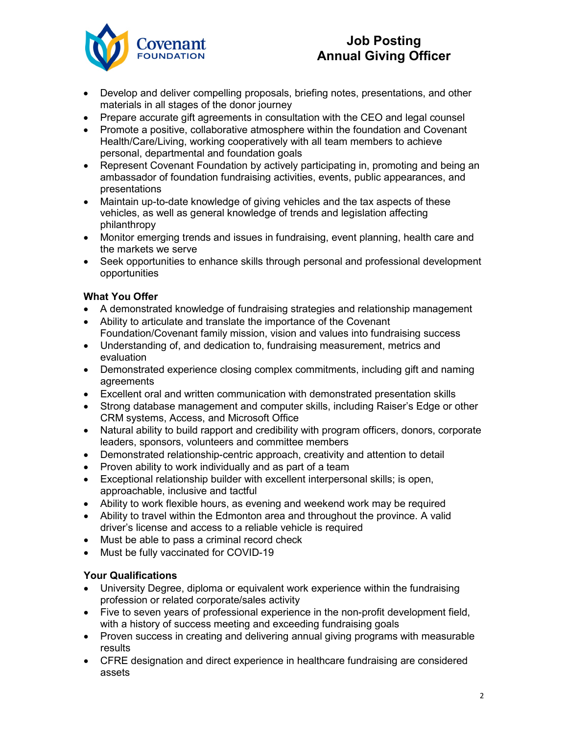- Develop and deliver compelling proposals, briefing notes, presentations, and other materials in all stages of the donor journey
- Prepare accurate gift agreements in consultation with the CEO and legal counsel
- Promote a positive, collaborative atmosphere within the foundation and Covenant Health/Care/Living, working cooperatively with all team members to achieve personal, departmental and foundation goals
- Represent Covenant Foundation by actively participating in, promoting and being an ambassador of foundation fundraising activities, events, public appearances, and presentations
- Maintain up-to-date knowledge of giving vehicles and the tax aspects of these vehicles, as well as general knowledge of trends and legislation affecting philanthropy
- Monitor emerging trends and issues in fundraising, event planning, health care and the markets we serve
- Seek opportunities to enhance skills through personal and professional development opportunities

**What You Offer**

- A demonstrated knowledge of fundraising strategies and relationship management
- Ability to articulate and translate the importance of the Covenant Foundation/Covenant family mission, vision and values into fundraising success
- Understanding of, and dedication to, fundraising measurement, metrics and evaluation
- Demonstrated experience closing complex commitments, including gift and naming agreements
- Excellent oral and written communication with demonstrated presentation skills
- Strong database management and computer skills, including Raiser's Edge or other CRM systems, Access, and Microsoft Office
- Natural ability to build rapport and credibility with program officers, donors, corporate leaders, sponsors, volunteers and committee members
- Demonstrated relationship-centric approach, creativity and attention to detail
- Proven ability to work individually and as part of a team
- Exceptional relationship builder with excellent interpersonal skills; is open, approachable, inclusive and tactful
- Ability to work flexible hours, as evening and weekend work may be required
- Ability to travel within the Edmonton area and throughout the province. A valid driver's license and access to a reliable vehicle is required
- Must be able to pass a criminal record check
- Must be fully vaccinated for COVID-19

**Your Qualifications**

- University Degree, diploma or equivalent work experience within the fundraising profession or related corporate/sales activity
- Five to seven years of professional experience in the non-profit development field, with a history of success meeting and exceeding fundraising goals
- Proven success in creating and delivering annual giving programs with measurable results
- CFRE designation and direct experience in healthcare fundraising are considered assets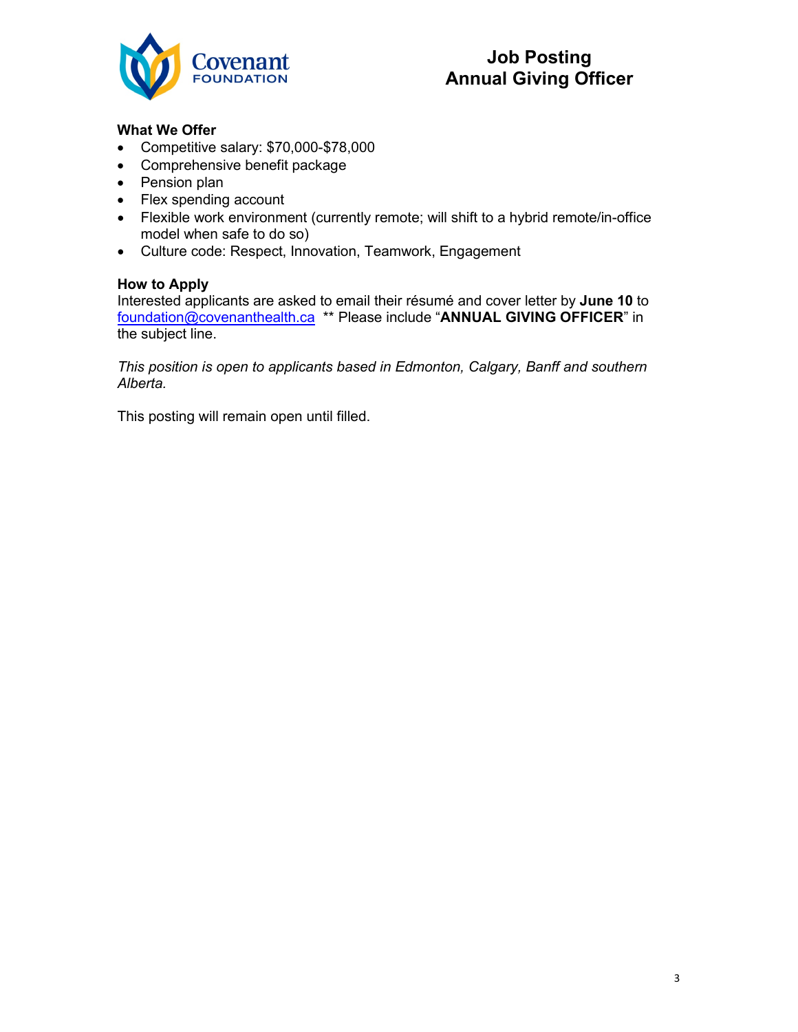# Job Posting
# Annual Giving Officer

**What We Offer**

- Competitive salary: $70,000-$78,000
- Comprehensive benefit package
- Pension plan
- Flex spending account
- Flexible work environment (currently remote; will shift to a hybrid remote/in-office model when safe to do so)
- Culture code: Respect, Innovation, Teamwork, Engagement

**How to Apply**

Interested applicants are asked to email their résumé and cover letter by **June 10** to foundation@covenanthealth.ca ** Please include "**ANNUAL GIVING OFFICER**" in the subject line.

*This position is open to applicants based in Edmonton, Calgary, Banff and southern Alberta.*

This posting will remain open until filled.